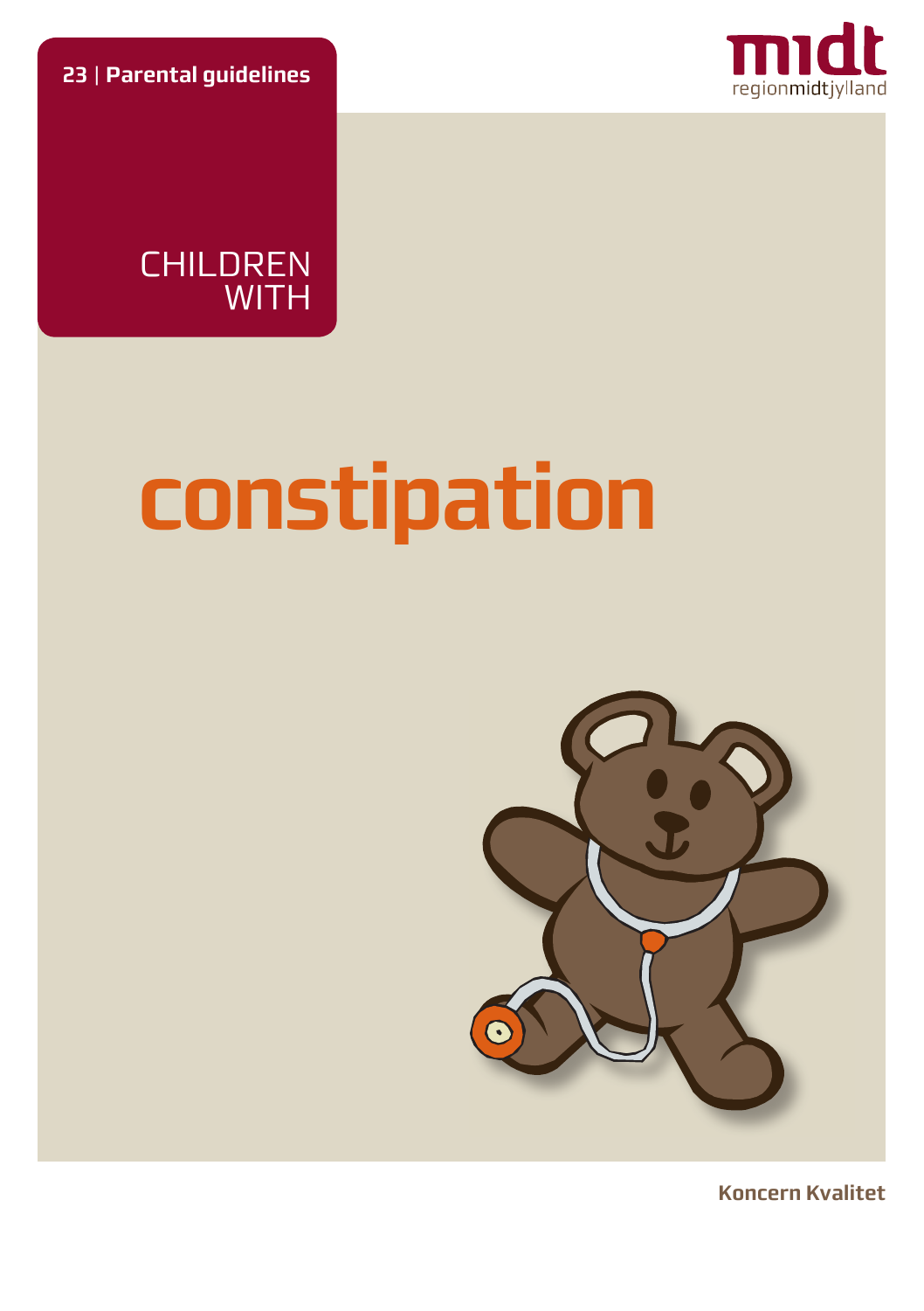23 | Parental guidelines

midt
regionmidtjylland

# CHILDREN WITH constipation

Koncern Kvalitet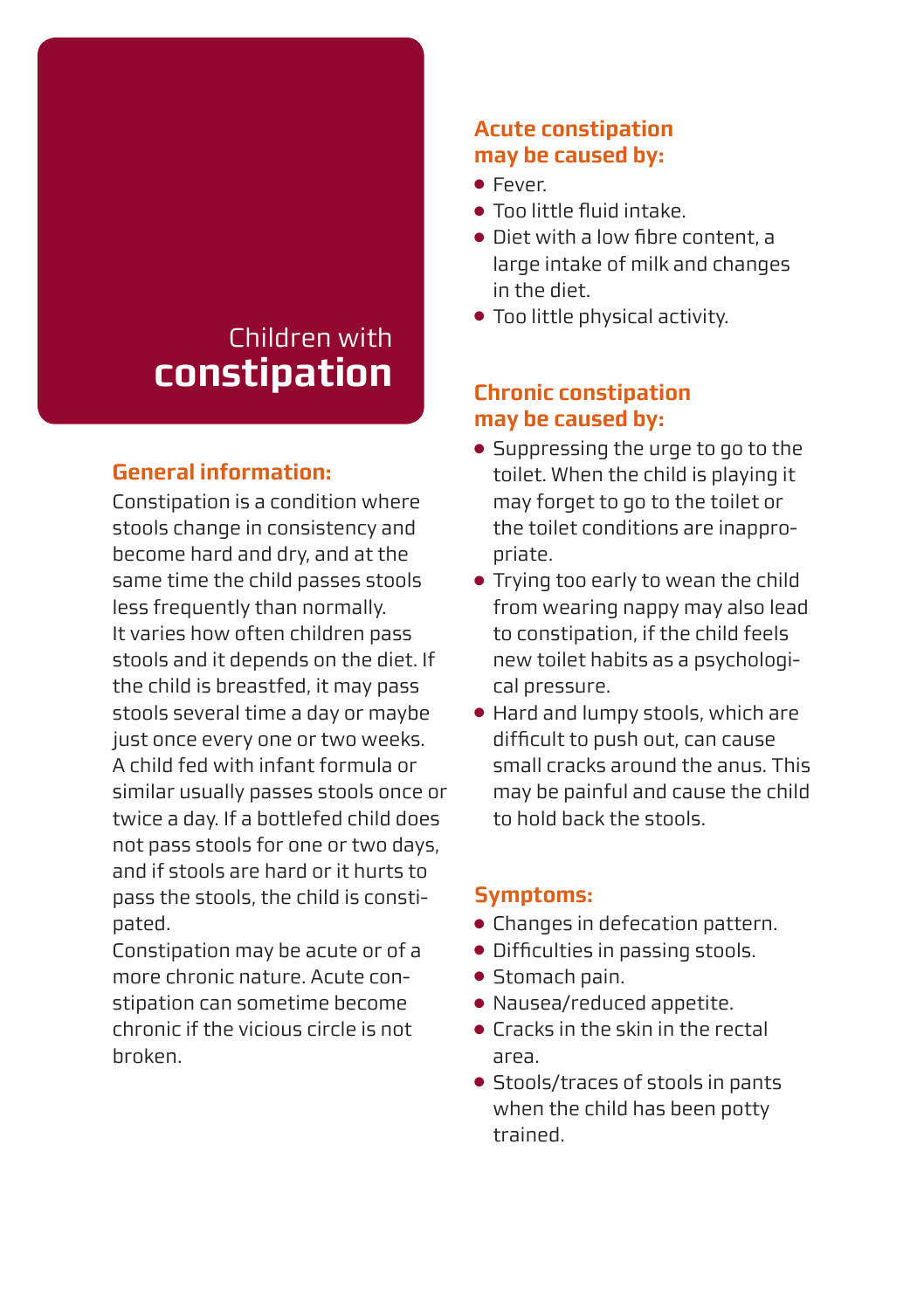# Children with constipation

## General information:

Constipation is a condition where stools change in consistency and become hard and dry, and at the same time the child passes stools less frequently than normally.
It varies how often children pass stools and it depends on the diet. If the child is breastfed, it may pass stools several time a day or maybe just once every one or two weeks.
A child fed with infant formula or similar usually passes stools once or twice a day. If a bottlefed child does not pass stools for one or two days, and if stools are hard or it hurts to pass the stools, the child is constipated.
Constipation may be acute or of a more chronic nature. Acute constipation can sometime become chronic if the vicious circle is not broken.

## Acute constipation may be caused by:

- Fever.
- Too little fluid intake.
- Diet with a low fibre content, a large intake of milk and changes in the diet.
- Too little physical activity.

## Chronic constipation may be caused by:

- Suppressing the urge to go to the toilet. When the child is playing it may forget to go to the toilet or the toilet conditions are inappropriate.
- Trying too early to wean the child from wearing nappy may also lead to constipation, if the child feels new toilet habits as a psychological pressure.
- Hard and lumpy stools, which are difficult to push out, can cause small cracks around the anus. This may be painful and cause the child to hold back the stools.

## Symptoms:

- Changes in defecation pattern.
- Difficulties in passing stools.
- Stomach pain.
- Nausea/reduced appetite.
- Cracks in the skin in the rectal area.
- Stools/traces of stools in pants when the child has been potty trained.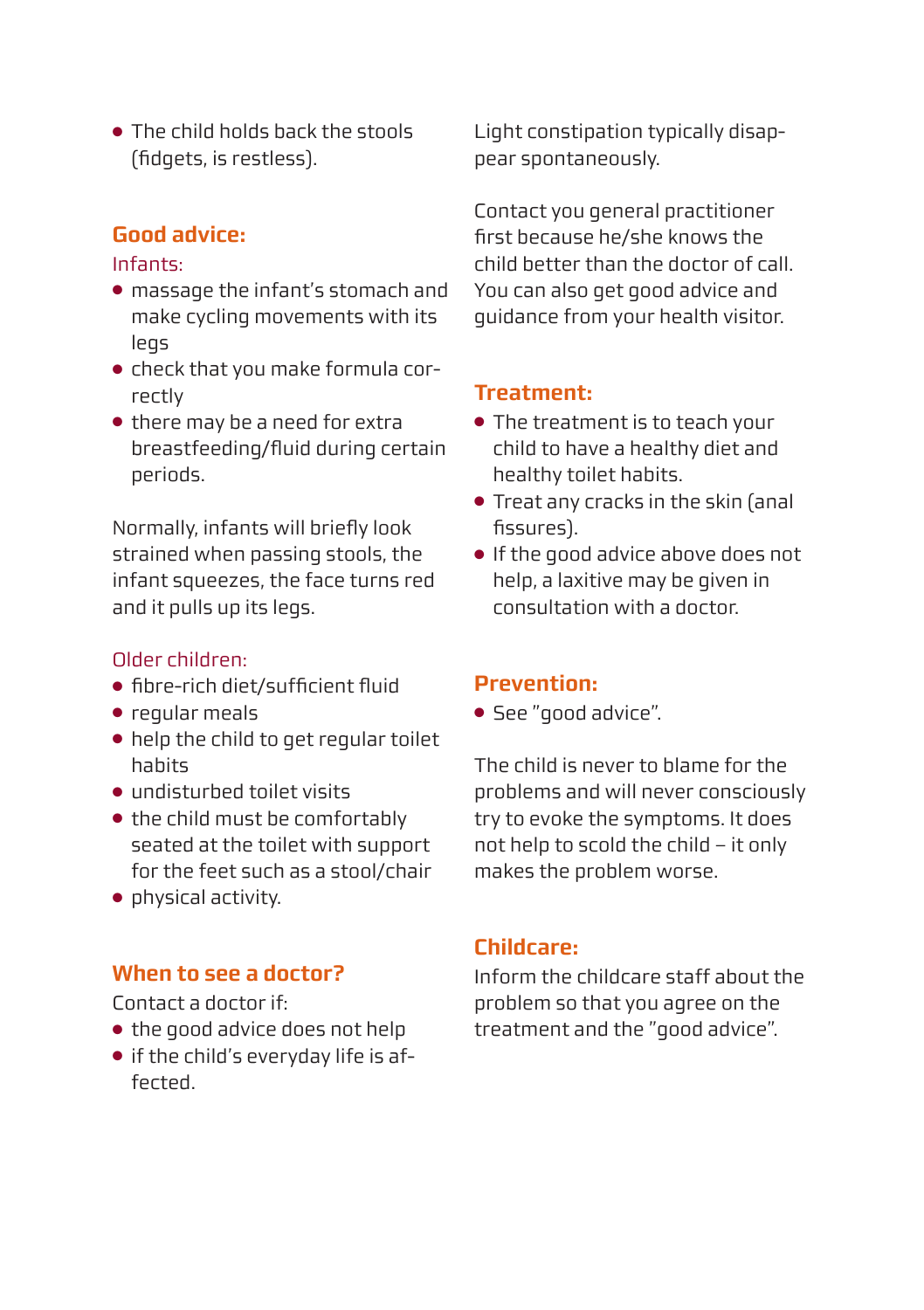- The child holds back the stools (fidgets, is restless).

## Good advice:

Infants:

- massage the infant's stomach and make cycling movements with its legs
- check that you make formula correctly
- there may be a need for extra breastfeeding/fluid during certain periods.

Normally, infants will briefly look strained when passing stools, the infant squeezes, the face turns red and it pulls up its legs.

Older children:

- fibre-rich diet/sufficient fluid
- regular meals
- help the child to get regular toilet habits
- undisturbed toilet visits
- the child must be comfortably seated at the toilet with support for the feet such as a stool/chair
- physical activity.

## When to see a doctor?

Contact a doctor if:

- the good advice does not help
- if the child's everyday life is affected.

Light constipation typically disappear spontaneously.

Contact you general practitioner first because he/she knows the child better than the doctor of call. You can also get good advice and guidance from your health visitor.

## Treatment:

- The treatment is to teach your child to have a healthy diet and healthy toilet habits.
- Treat any cracks in the skin (anal fissures).
- If the good advice above does not help, a laxitive may be given in consultation with a doctor.

## Prevention:

- See "good advice".

The child is never to blame for the problems and will never consciously try to evoke the symptoms. It does not help to scold the child – it only makes the problem worse.

## Childcare:

Inform the childcare staff about the problem so that you agree on the treatment and the "good advice".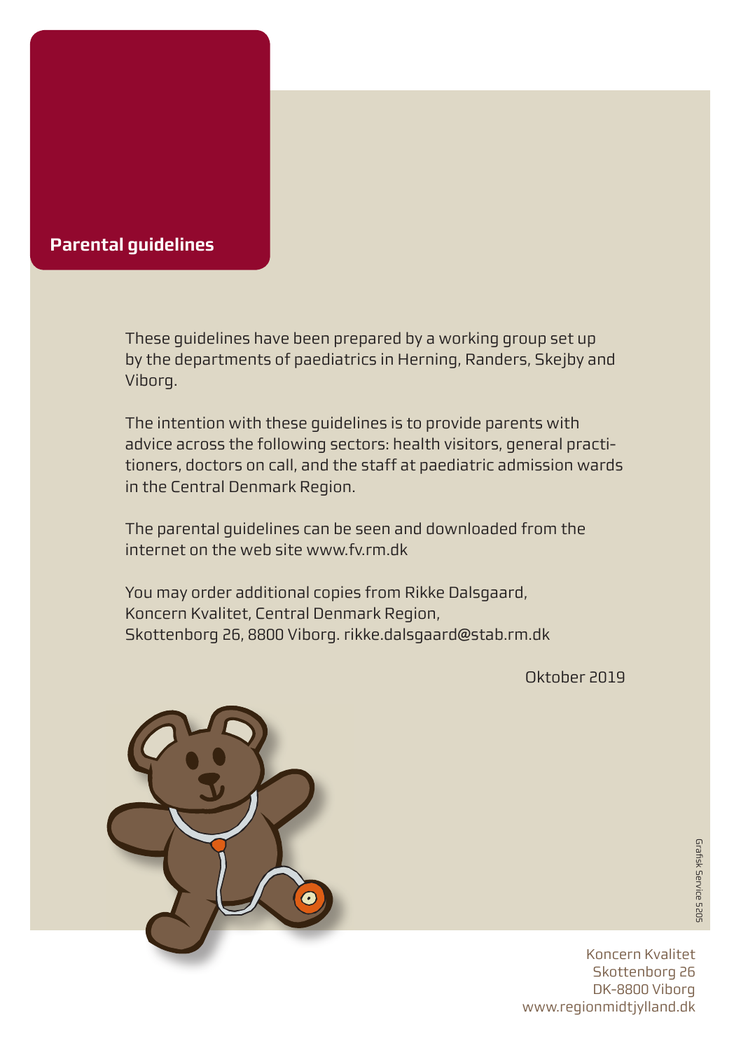## Parental guidelines

These guidelines have been prepared by a working group set up by the departments of paediatrics in Herning, Randers, Skejby and Viborg.

The intention with these guidelines is to provide parents with advice across the following sectors: health visitors, general practitioners, doctors on call, and the staff at paediatric admission wards in the Central Denmark Region.

The parental guidelines can be seen and downloaded from the internet on the web site www.fv.rm.dk

You may order additional copies from Rikke Dalsgaard,
Koncern Kvalitet, Central Denmark Region,
Skottenborg 26, 8800 Viborg. rikke.dalsgaard@stab.rm.dk

Oktober 2019

Grafisk Service 5205

Koncern Kvalitet
Skottenborg 26
DK-8800 Viborg
www.regionmidtjylland.dk